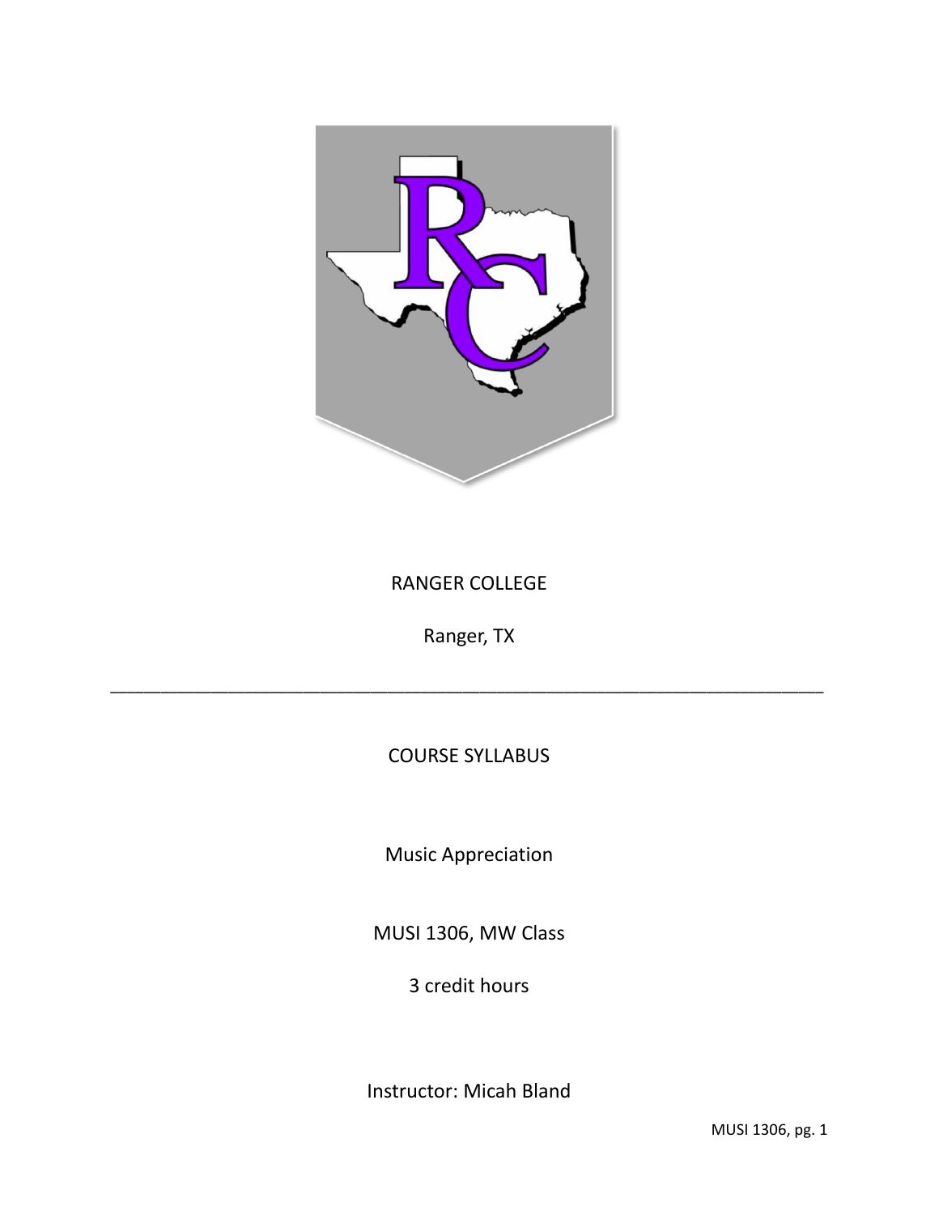RANGER COLLEGE

Ranger, TX

---

COURSE SYLLABUS

Music Appreciation

MUSI 1306, MW Class

3 credit hours

Instructor: Micah Bland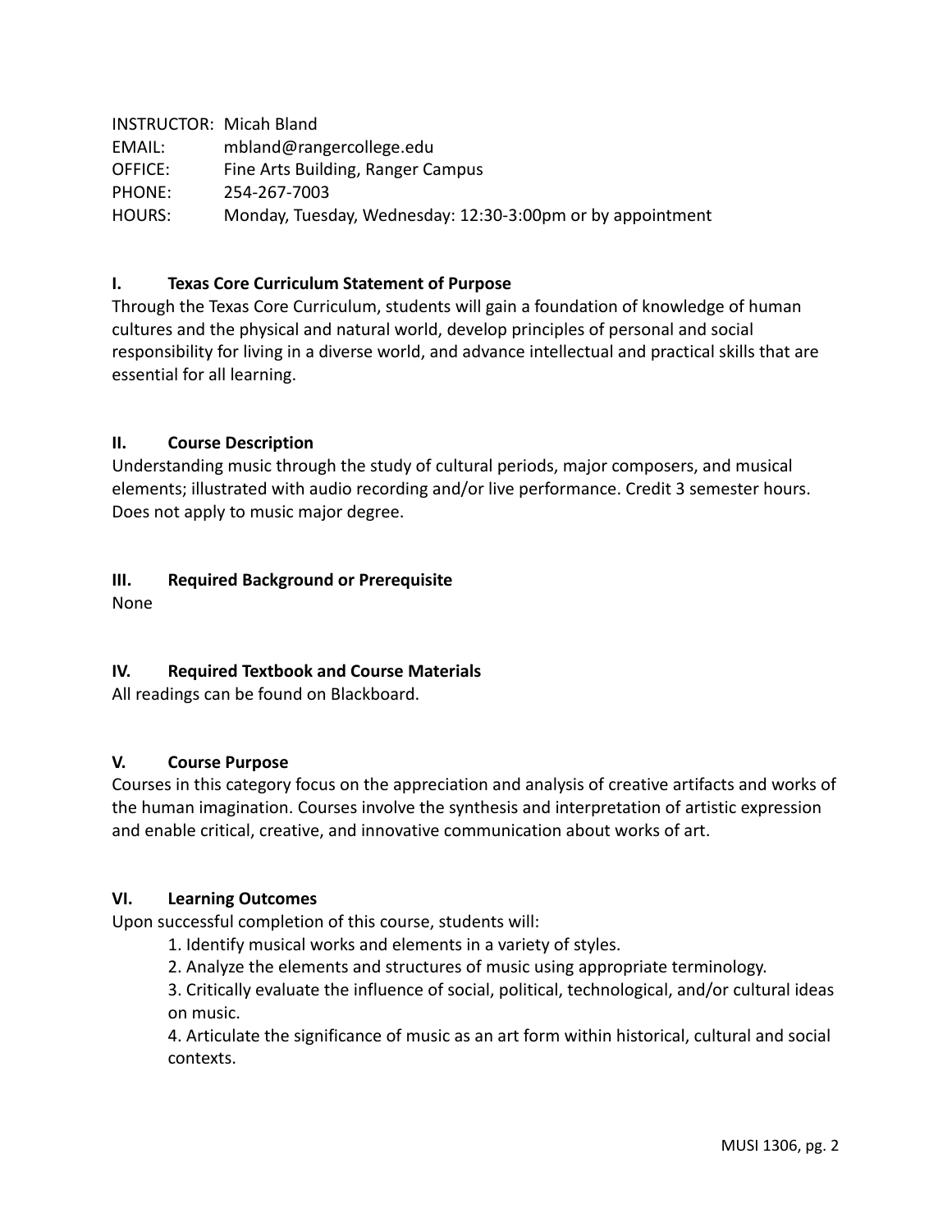INSTRUCTOR: Micah Bland
EMAIL: mbland@rangercollege.edu
OFFICE: Fine Arts Building, Ranger Campus
PHONE: 254-267-7003
HOURS: Monday, Tuesday, Wednesday: 12:30-3:00pm or by appointment

## I. Texas Core Curriculum Statement of Purpose

Through the Texas Core Curriculum, students will gain a foundation of knowledge of human cultures and the physical and natural world, develop principles of personal and social responsibility for living in a diverse world, and advance intellectual and practical skills that are essential for all learning.

## II. Course Description

Understanding music through the study of cultural periods, major composers, and musical elements; illustrated with audio recording and/or live performance. Credit 3 semester hours. Does not apply to music major degree.

## III. Required Background or Prerequisite

None

## IV. Required Textbook and Course Materials

All readings can be found on Blackboard.

## V. Course Purpose

Courses in this category focus on the appreciation and analysis of creative artifacts and works of the human imagination. Courses involve the synthesis and interpretation of artistic expression and enable critical, creative, and innovative communication about works of art.

## VI. Learning Outcomes

Upon successful completion of this course, students will:

1. Identify musical works and elements in a variety of styles.
2. Analyze the elements and structures of music using appropriate terminology.
3. Critically evaluate the influence of social, political, technological, and/or cultural ideas on music.
4. Articulate the significance of music as an art form within historical, cultural and social contexts.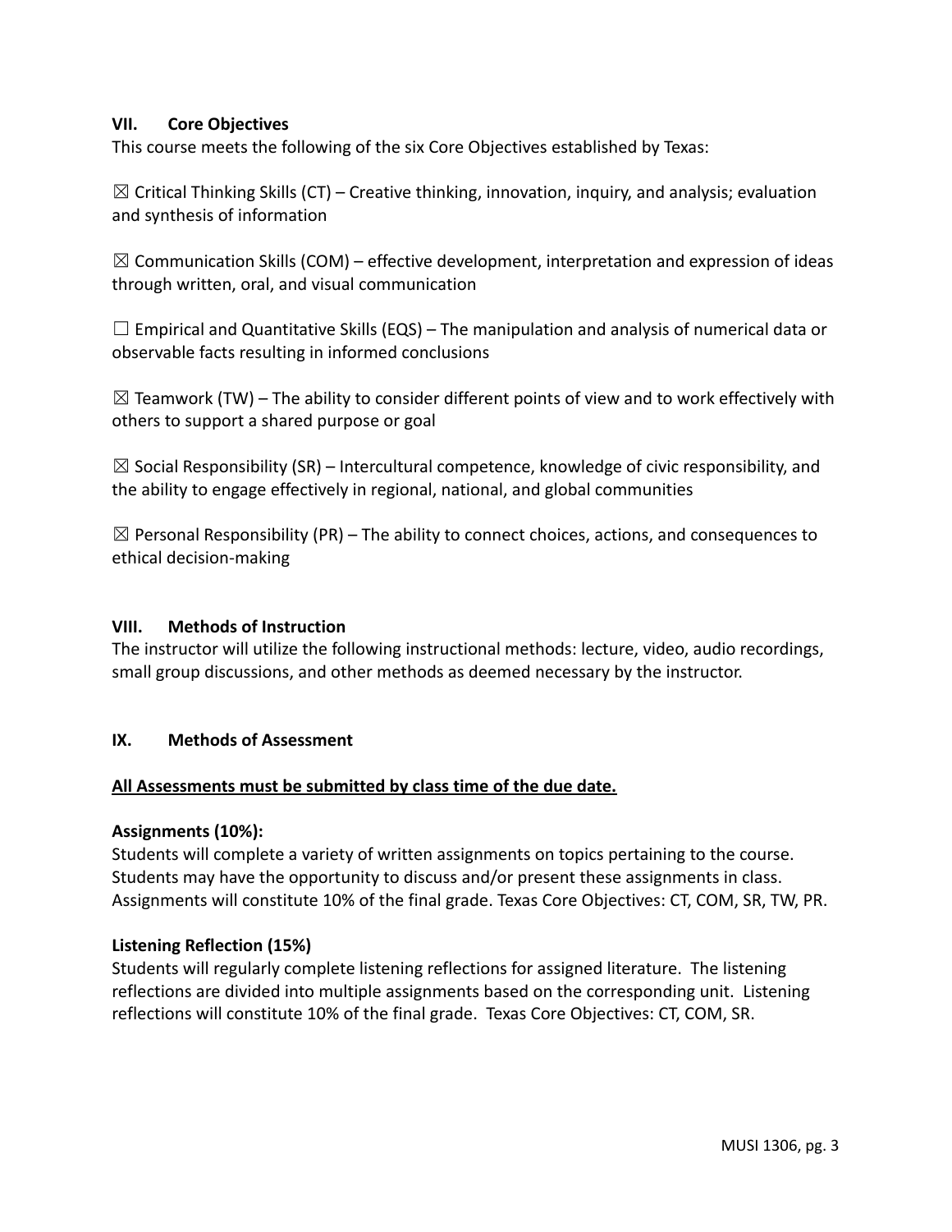### VII. Core Objectives

This course meets the following of the six Core Objectives established by Texas:

☒ Critical Thinking Skills (CT) – Creative thinking, innovation, inquiry, and analysis; evaluation and synthesis of information

☒ Communication Skills (COM) – effective development, interpretation and expression of ideas through written, oral, and visual communication

☐ Empirical and Quantitative Skills (EQS) – The manipulation and analysis of numerical data or observable facts resulting in informed conclusions

☒ Teamwork (TW) – The ability to consider different points of view and to work effectively with others to support a shared purpose or goal

☒ Social Responsibility (SR) – Intercultural competence, knowledge of civic responsibility, and the ability to engage effectively in regional, national, and global communities

☒ Personal Responsibility (PR) – The ability to connect choices, actions, and consequences to ethical decision-making

### VIII. Methods of Instruction

The instructor will utilize the following instructional methods: lecture, video, audio recordings, small group discussions, and other methods as deemed necessary by the instructor.

### IX. Methods of Assessment

**All Assessments must be submitted by class time of the due date.**

**Assignments (10%):**
Students will complete a variety of written assignments on topics pertaining to the course. Students may have the opportunity to discuss and/or present these assignments in class. Assignments will constitute 10% of the final grade. Texas Core Objectives: CT, COM, SR, TW, PR.

**Listening Reflection (15%)**
Students will regularly complete listening reflections for assigned literature. The listening reflections are divided into multiple assignments based on the corresponding unit. Listening reflections will constitute 10% of the final grade. Texas Core Objectives: CT, COM, SR.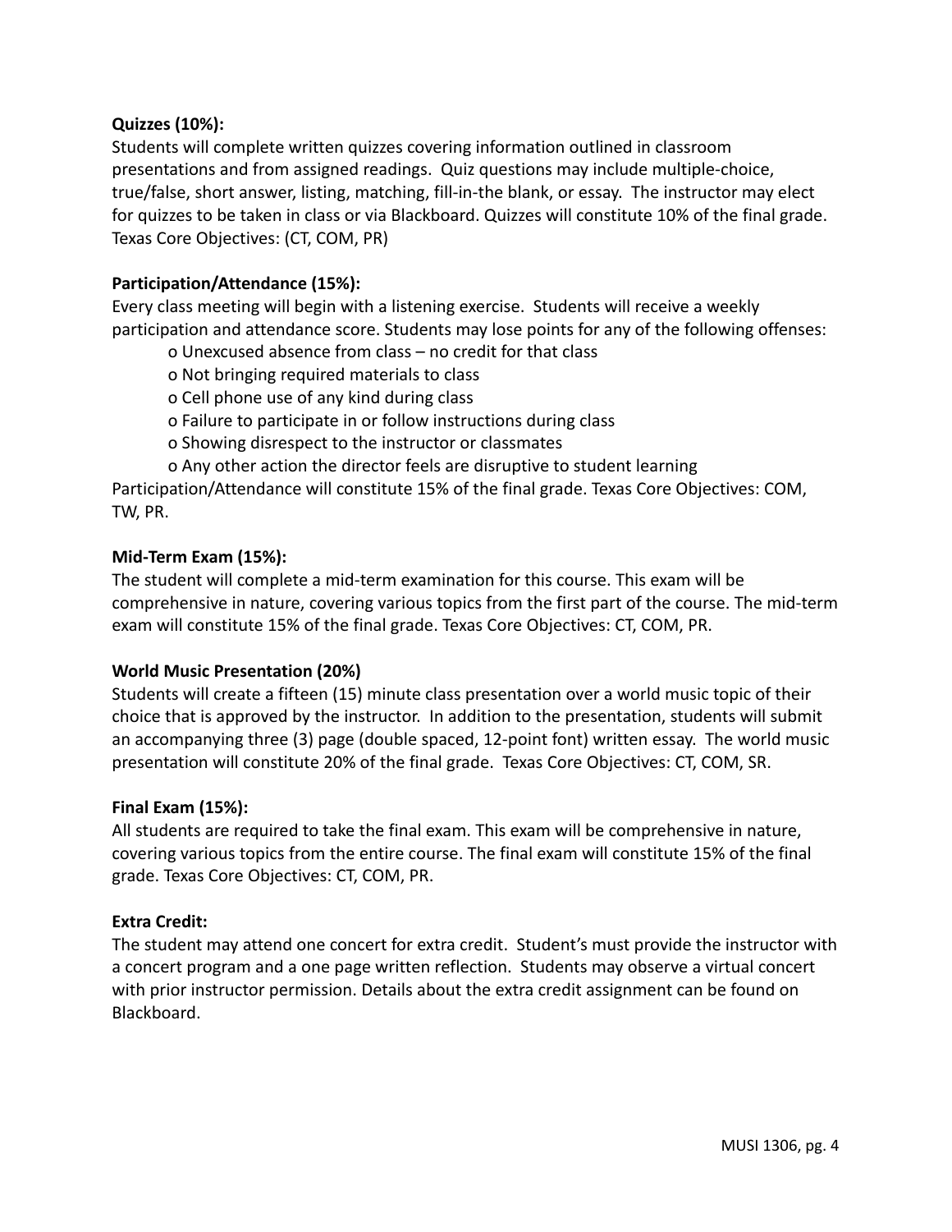**Quizzes (10%):**

Students will complete written quizzes covering information outlined in classroom presentations and from assigned readings. Quiz questions may include multiple-choice, true/false, short answer, listing, matching, fill-in-the blank, or essay. The instructor may elect for quizzes to be taken in class or via Blackboard. Quizzes will constitute 10% of the final grade. Texas Core Objectives: (CT, COM, PR)

**Participation/Attendance (15%):**

Every class meeting will begin with a listening exercise. Students will receive a weekly participation and attendance score. Students may lose points for any of the following offenses:

- Unexcused absence from class – no credit for that class
- Not bringing required materials to class
- Cell phone use of any kind during class
- Failure to participate in or follow instructions during class
- Showing disrespect to the instructor or classmates
- Any other action the director feels are disruptive to student learning

Participation/Attendance will constitute 15% of the final grade. Texas Core Objectives: COM, TW, PR.

**Mid-Term Exam (15%):**

The student will complete a mid-term examination for this course. This exam will be comprehensive in nature, covering various topics from the first part of the course. The mid-term exam will constitute 15% of the final grade. Texas Core Objectives: CT, COM, PR.

**World Music Presentation (20%)**

Students will create a fifteen (15) minute class presentation over a world music topic of their choice that is approved by the instructor. In addition to the presentation, students will submit an accompanying three (3) page (double spaced, 12-point font) written essay. The world music presentation will constitute 20% of the final grade. Texas Core Objectives: CT, COM, SR.

**Final Exam (15%):**

All students are required to take the final exam. This exam will be comprehensive in nature, covering various topics from the entire course. The final exam will constitute 15% of the final grade. Texas Core Objectives: CT, COM, PR.

**Extra Credit:**

The student may attend one concert for extra credit. Student's must provide the instructor with a concert program and a one page written reflection. Students may observe a virtual concert with prior instructor permission. Details about the extra credit assignment can be found on Blackboard.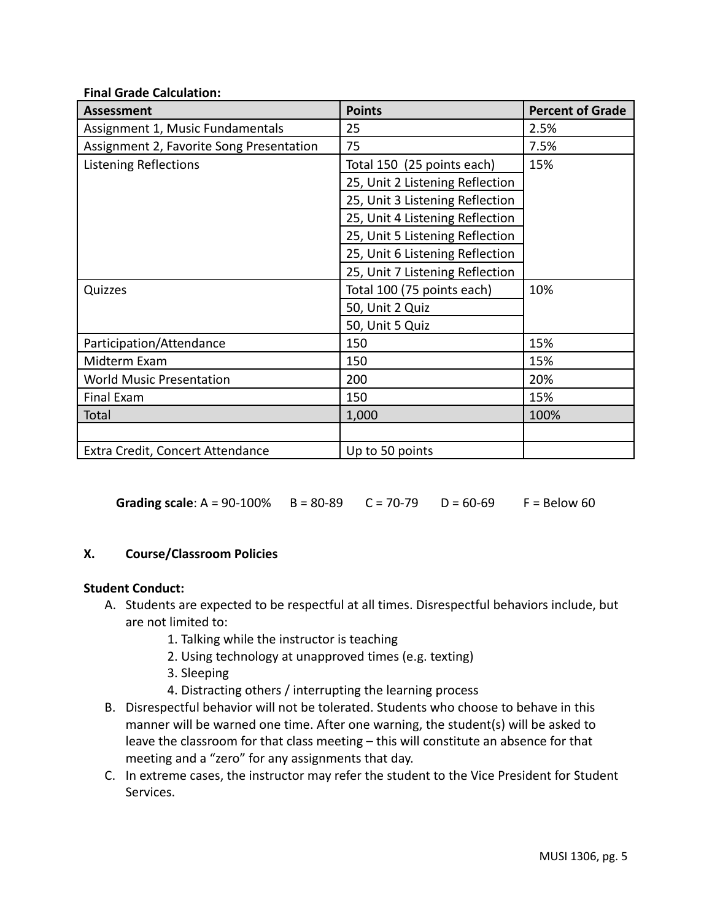**Final Grade Calculation:**

| Assessment | Points | Percent of Grade |
|---|---|---|
| Assignment 1, Music Fundamentals | 25 | 2.5% |
| Assignment 2, Favorite Song Presentation | 75 | 7.5% |
| Listening Reflections | Total 150 (25 points each) | 15% |
| | 25, Unit 2 Listening Reflection | |
| | 25, Unit 3 Listening Reflection | |
| | 25, Unit 4 Listening Reflection | |
| | 25, Unit 5 Listening Reflection | |
| | 25, Unit 6 Listening Reflection | |
| | 25, Unit 7 Listening Reflection | |
| Quizzes | Total 100 (75 points each) | 10% |
| | 50, Unit 2 Quiz | |
| | 50, Unit 5 Quiz | |
| Participation/Attendance | 150 | 15% |
| Midterm Exam | 150 | 15% |
| World Music Presentation | 200 | 20% |
| Final Exam | 150 | 15% |
| Total | 1,000 | 100% |
| | | |
| Extra Credit, Concert Attendance | Up to 50 points | |

**Grading scale**: A = 90-100% B = 80-89 C = 70-79 D = 60-69 F = Below 60

## X. Course/Classroom Policies

**Student Conduct:**

A. Students are expected to be respectful at all times. Disrespectful behaviors include, but are not limited to:
   1. Talking while the instructor is teaching
   2. Using technology at unapproved times (e.g. texting)
   3. Sleeping
   4. Distracting others / interrupting the learning process

B. Disrespectful behavior will not be tolerated. Students who choose to behave in this manner will be warned one time. After one warning, the student(s) will be asked to leave the classroom for that class meeting – this will constitute an absence for that meeting and a "zero" for any assignments that day.

C. In extreme cases, the instructor may refer the student to the Vice President for Student Services.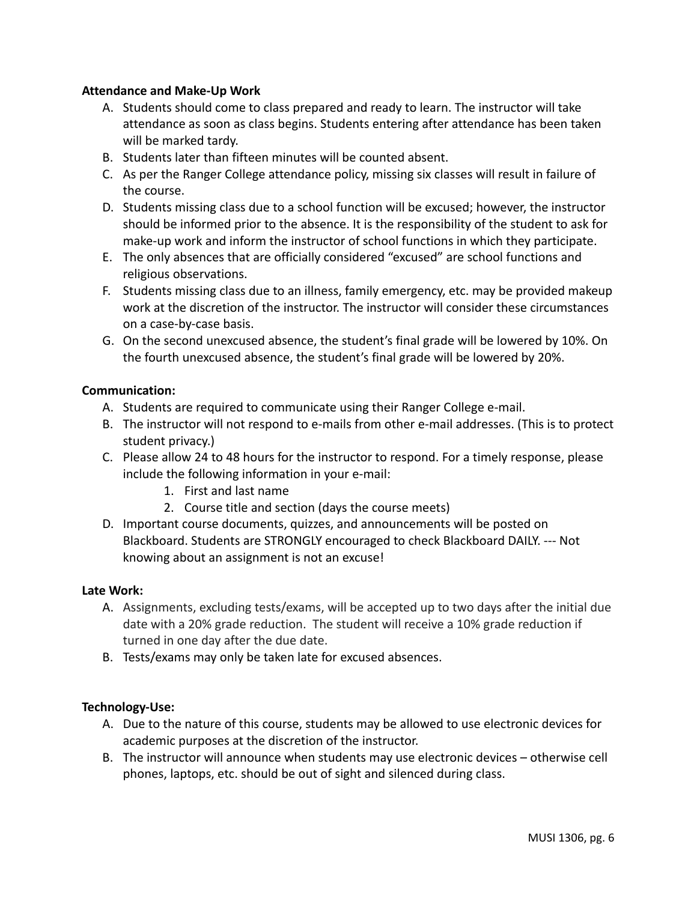**Attendance and Make-Up Work**

A. Students should come to class prepared and ready to learn. The instructor will take attendance as soon as class begins. Students entering after attendance has been taken will be marked tardy.
B. Students later than fifteen minutes will be counted absent.
C. As per the Ranger College attendance policy, missing six classes will result in failure of the course.
D. Students missing class due to a school function will be excused; however, the instructor should be informed prior to the absence. It is the responsibility of the student to ask for make-up work and inform the instructor of school functions in which they participate.
E. The only absences that are officially considered "excused" are school functions and religious observations.
F. Students missing class due to an illness, family emergency, etc. may be provided makeup work at the discretion of the instructor. The instructor will consider these circumstances on a case-by-case basis.
G. On the second unexcused absence, the student's final grade will be lowered by 10%. On the fourth unexcused absence, the student's final grade will be lowered by 20%.

**Communication:**

A. Students are required to communicate using their Ranger College e-mail.
B. The instructor will not respond to e-mails from other e-mail addresses. (This is to protect student privacy.)
C. Please allow 24 to 48 hours for the instructor to respond. For a timely response, please include the following information in your e-mail:
    1. First and last name
    2. Course title and section (days the course meets)
D. Important course documents, quizzes, and announcements will be posted on Blackboard. Students are STRONGLY encouraged to check Blackboard DAILY. --- Not knowing about an assignment is not an excuse!

**Late Work:**

A. Assignments, excluding tests/exams, will be accepted up to two days after the initial due date with a 20% grade reduction. The student will receive a 10% grade reduction if turned in one day after the due date.
B. Tests/exams may only be taken late for excused absences.

**Technology-Use:**

A. Due to the nature of this course, students may be allowed to use electronic devices for academic purposes at the discretion of the instructor.
B. The instructor will announce when students may use electronic devices – otherwise cell phones, laptops, etc. should be out of sight and silenced during class.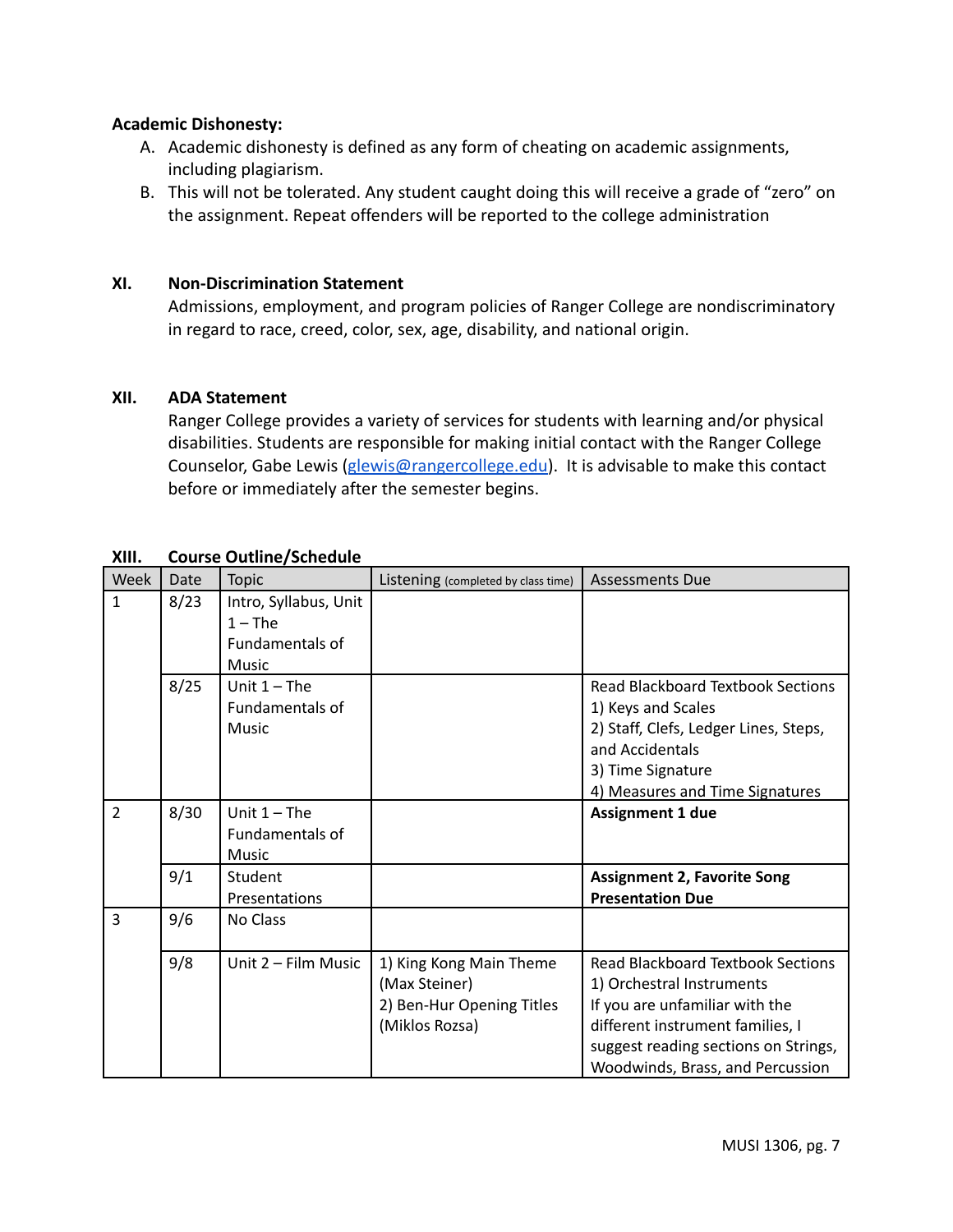**Academic Dishonesty:**

A. Academic dishonesty is defined as any form of cheating on academic assignments, including plagiarism.
B. This will not be tolerated. Any student caught doing this will receive a grade of "zero" on the assignment. Repeat offenders will be reported to the college administration

## XI. Non-Discrimination Statement

Admissions, employment, and program policies of Ranger College are nondiscriminatory in regard to race, creed, color, sex, age, disability, and national origin.

## XII. ADA Statement

Ranger College provides a variety of services for students with learning and/or physical disabilities. Students are responsible for making initial contact with the Ranger College Counselor, Gabe Lewis (glewis@rangercollege.edu). It is advisable to make this contact before or immediately after the semester begins.

## XIII. Course Outline/Schedule

| Week | Date | Topic | Listening (completed by class time) | Assessments Due |
|---|---|---|---|---|
| 1 | 8/23 | Intro, Syllabus, Unit 1 – The Fundamentals of Music | | |
| | 8/25 | Unit 1 – The Fundamentals of Music | | Read Blackboard Textbook Sections<br>1) Keys and Scales<br>2) Staff, Clefs, Ledger Lines, Steps, and Accidentals<br>3) Time Signature<br>4) Measures and Time Signatures |
| 2 | 8/30 | Unit 1 – The Fundamentals of Music | | **Assignment 1 due** |
| | 9/1 | Student Presentations | | **Assignment 2, Favorite Song Presentation Due** |
| 3 | 9/6 | No Class | | |
| | 9/8 | Unit 2 – Film Music | 1) King Kong Main Theme (Max Steiner)<br>2) Ben-Hur Opening Titles (Miklos Rozsa) | Read Blackboard Textbook Sections<br>1) Orchestral Instruments<br>If you are unfamiliar with the different instrument families, I suggest reading sections on Strings, Woodwinds, Brass, and Percussion |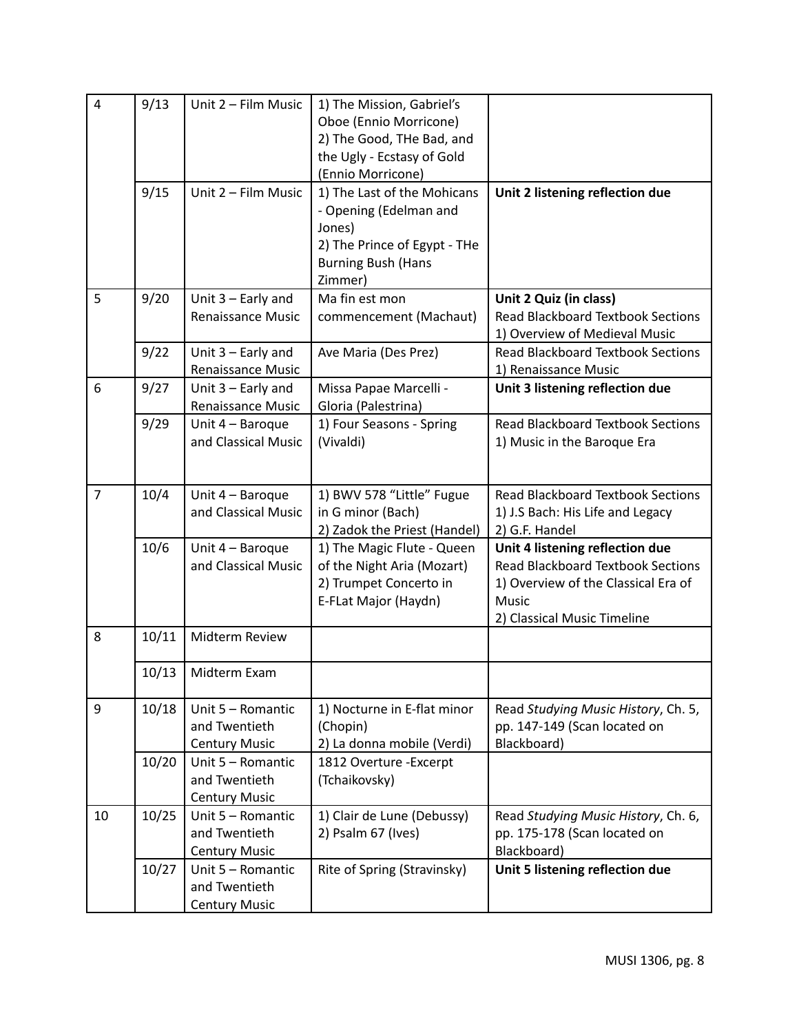| | | | | |
|---|---|---|---|---|
| 4 | 9/13 | Unit 2 – Film Music | 1) The Mission, Gabriel's Oboe (Ennio Morricone)<br>2) The Good, THe Bad, and the Ugly - Ecstasy of Gold (Ennio Morricone) | |
| | 9/15 | Unit 2 – Film Music | 1) The Last of the Mohicans - Opening (Edelman and Jones)<br>2) The Prince of Egypt - THe Burning Bush (Hans Zimmer) | **Unit 2 listening reflection due** |
| 5 | 9/20 | Unit 3 – Early and Renaissance Music | Ma fin est mon commencement (Machaut) | **Unit 2 Quiz (in class)**<br>Read Blackboard Textbook Sections<br>1) Overview of Medieval Music |
| | 9/22 | Unit 3 – Early and Renaissance Music | Ave Maria (Des Prez) | Read Blackboard Textbook Sections<br>1) Renaissance Music |
| 6 | 9/27 | Unit 3 – Early and Renaissance Music | Missa Papae Marcelli - Gloria (Palestrina) | **Unit 3 listening reflection due** |
| | 9/29 | Unit 4 – Baroque and Classical Music | 1) Four Seasons - Spring (Vivaldi) | Read Blackboard Textbook Sections<br>1) Music in the Baroque Era |
| 7 | 10/4 | Unit 4 – Baroque and Classical Music | 1) BWV 578 "Little" Fugue in G minor (Bach)<br>2) Zadok the Priest (Handel) | Read Blackboard Textbook Sections<br>1) J.S Bach: His Life and Legacy<br>2) G.F. Handel |
| | 10/6 | Unit 4 – Baroque and Classical Music | 1) The Magic Flute - Queen of the Night Aria (Mozart)<br>2) Trumpet Concerto in E-FLat Major (Haydn) | **Unit 4 listening reflection due**<br>Read Blackboard Textbook Sections<br>1) Overview of the Classical Era of Music<br>2) Classical Music Timeline |
| 8 | 10/11 | Midterm Review | | |
| | 10/13 | Midterm Exam | | |
| 9 | 10/18 | Unit 5 – Romantic and Twentieth Century Music | 1) Nocturne in E-flat minor (Chopin)<br>2) La donna mobile (Verdi) | Read *Studying Music History*, Ch. 5, pp. 147-149 (Scan located on Blackboard) |
| | 10/20 | Unit 5 – Romantic and Twentieth Century Music | 1812 Overture -Excerpt (Tchaikovsky) | |
| 10 | 10/25 | Unit 5 – Romantic and Twentieth Century Music | 1) Clair de Lune (Debussy)<br>2) Psalm 67 (Ives) | Read *Studying Music History*, Ch. 6, pp. 175-178 (Scan located on Blackboard) |
| | 10/27 | Unit 5 – Romantic and Twentieth Century Music | Rite of Spring (Stravinsky) | **Unit 5 listening reflection due** |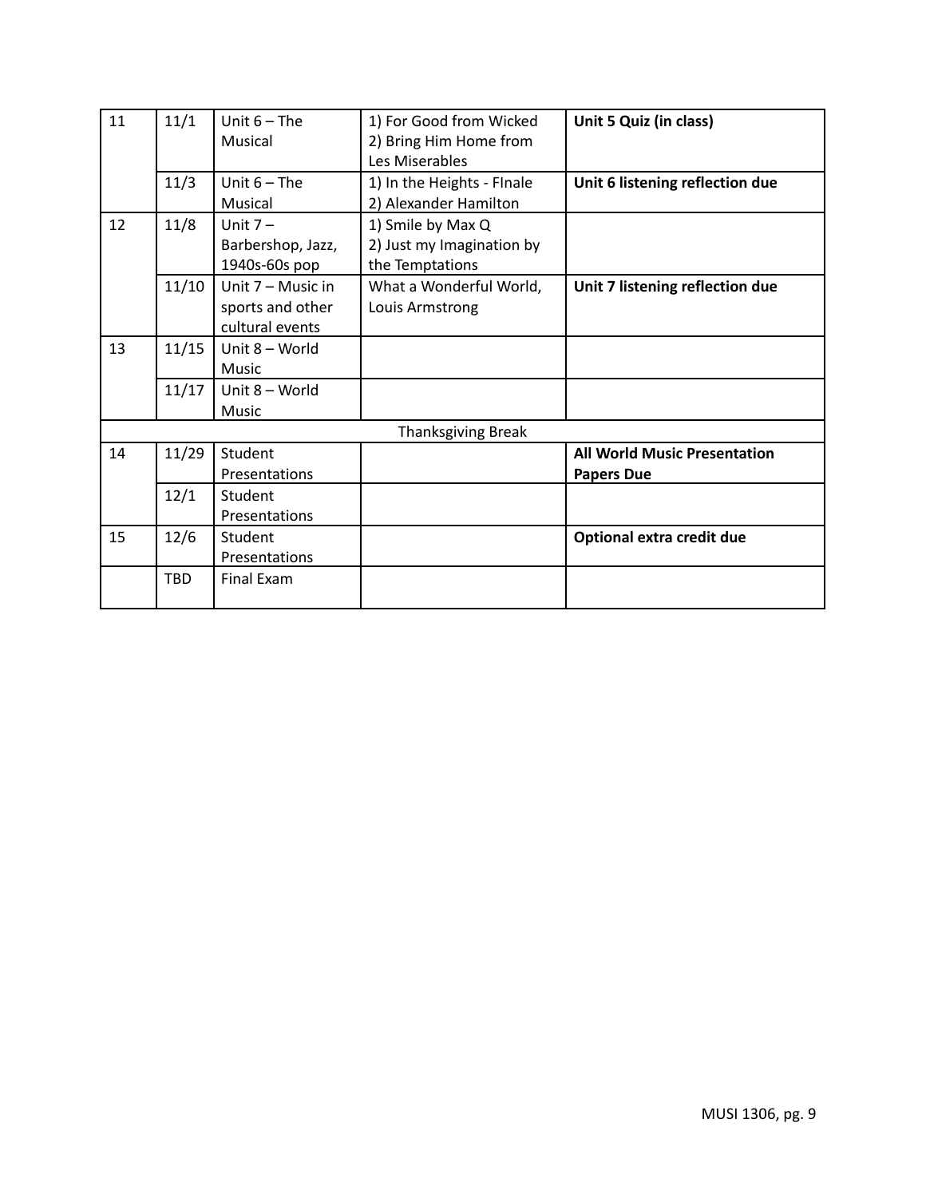| | | | | |
|---|---|---|---|---|
| 11 | 11/1 | Unit 6 – The Musical | 1) For Good from Wicked 2) Bring Him Home from Les Miserables | **Unit 5 Quiz (in class)** |
| | 11/3 | Unit 6 – The Musical | 1) In the Heights - FInale 2) Alexander Hamilton | **Unit 6 listening reflection due** |
| 12 | 11/8 | Unit 7 – Barbershop, Jazz, 1940s-60s pop | 1) Smile by Max Q 2) Just my Imagination by the Temptations | |
| | 11/10 | Unit 7 – Music in sports and other cultural events | What a Wonderful World, Louis Armstrong | **Unit 7 listening reflection due** |
| 13 | 11/15 | Unit 8 – World Music | | |
| | 11/17 | Unit 8 – World Music | | |
| Thanksgiving Break | | | | |
| 14 | 11/29 | Student Presentations | | **All World Music Presentation Papers Due** |
| | 12/1 | Student Presentations | | |
| 15 | 12/6 | Student Presentations | | **Optional extra credit due** |
| | TBD | Final Exam | | |